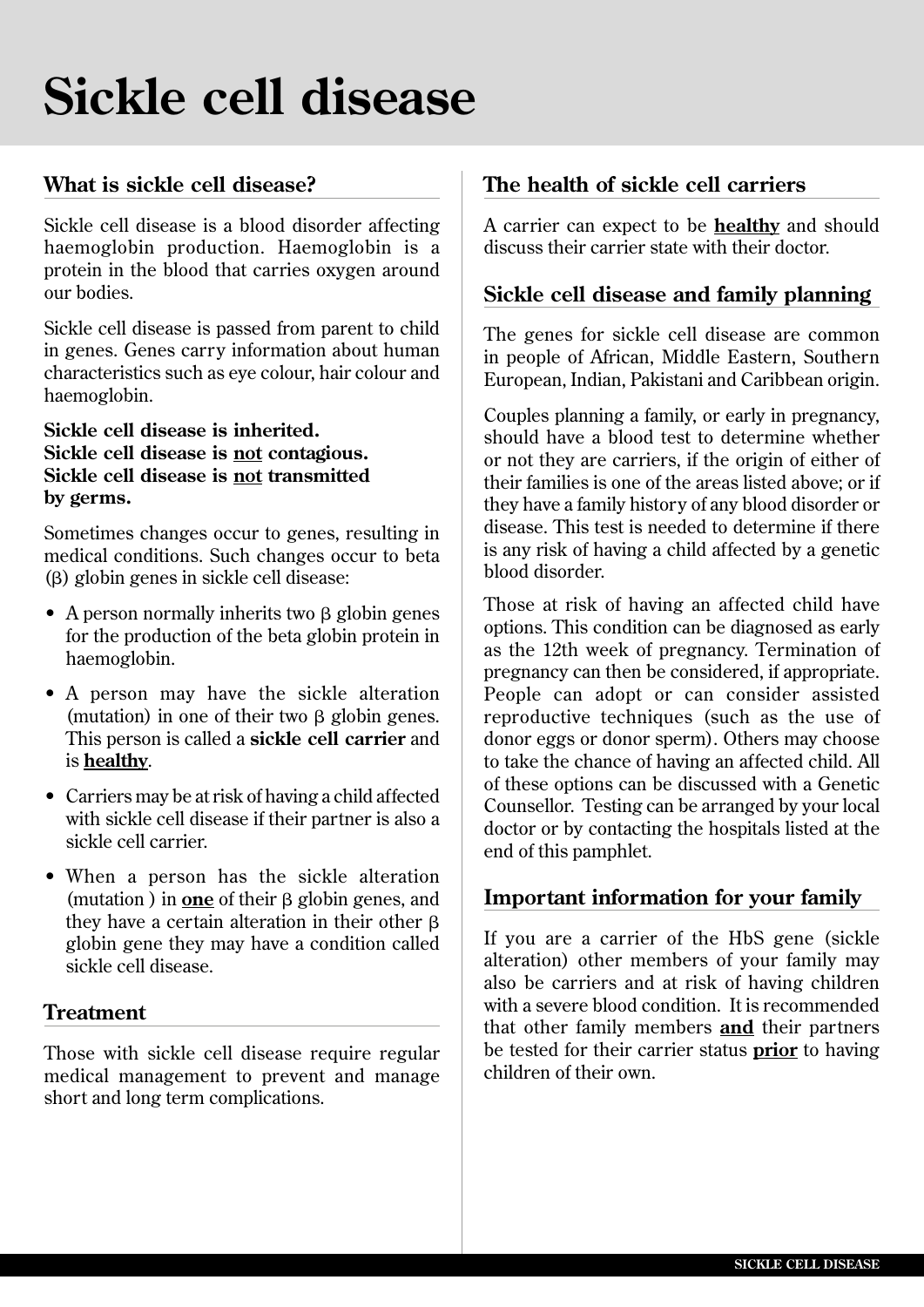# Sickle cell disease

## What is sickle cell disease?

Sickle cell disease is a blood disorder affecting haemoglobin production. Haemoglobin is a protein in the blood that carries oxygen around our bodies.

Sickle cell disease is passed from parent to child in genes. Genes carry information about human characteristics such as eye colour, hair colour and haemoglobin.

**Sickle cell disease is inherited.**
**Sickle cell disease is <u>not</u> contagious.**
**Sickle cell disease is <u>not</u> transmitted by germs.**

Sometimes changes occur to genes, resulting in medical conditions. Such changes occur to beta (β) globin genes in sickle cell disease:

- A person normally inherits two β globin genes for the production of the beta globin protein in haemoglobin.
- A person may have the sickle alteration (mutation) in one of their two β globin genes. This person is called a **sickle cell carrier** and is **<u>healthy</u>**.
- Carriers may be at risk of having a child affected with sickle cell disease if their partner is also a sickle cell carrier.
- When a person has the sickle alteration (mutation ) in **<u>one</u>** of their β globin genes, and they have a certain alteration in their other β globin gene they may have a condition called sickle cell disease.

## Treatment

Those with sickle cell disease require regular medical management to prevent and manage short and long term complications.

## The health of sickle cell carriers

A carrier can expect to be **<u>healthy</u>** and should discuss their carrier state with their doctor.

## Sickle cell disease and family planning

The genes for sickle cell disease are common in people of African, Middle Eastern, Southern European, Indian, Pakistani and Caribbean origin.

Couples planning a family, or early in pregnancy, should have a blood test to determine whether or not they are carriers, if the origin of either of their families is one of the areas listed above; or if they have a family history of any blood disorder or disease. This test is needed to determine if there is any risk of having a child affected by a genetic blood disorder.

Those at risk of having an affected child have options. This condition can be diagnosed as early as the 12th week of pregnancy. Termination of pregnancy can then be considered, if appropriate. People can adopt or can consider assisted reproductive techniques (such as the use of donor eggs or donor sperm). Others may choose to take the chance of having an affected child. All of these options can be discussed with a Genetic Counsellor. Testing can be arranged by your local doctor or by contacting the hospitals listed at the end of this pamphlet.

## Important information for your family

If you are a carrier of the HbS gene (sickle alteration) other members of your family may also be carriers and at risk of having children with a severe blood condition. It is recommended that other family members **<u>and</u>** their partners be tested for their carrier status **<u>prior</u>** to having children of their own.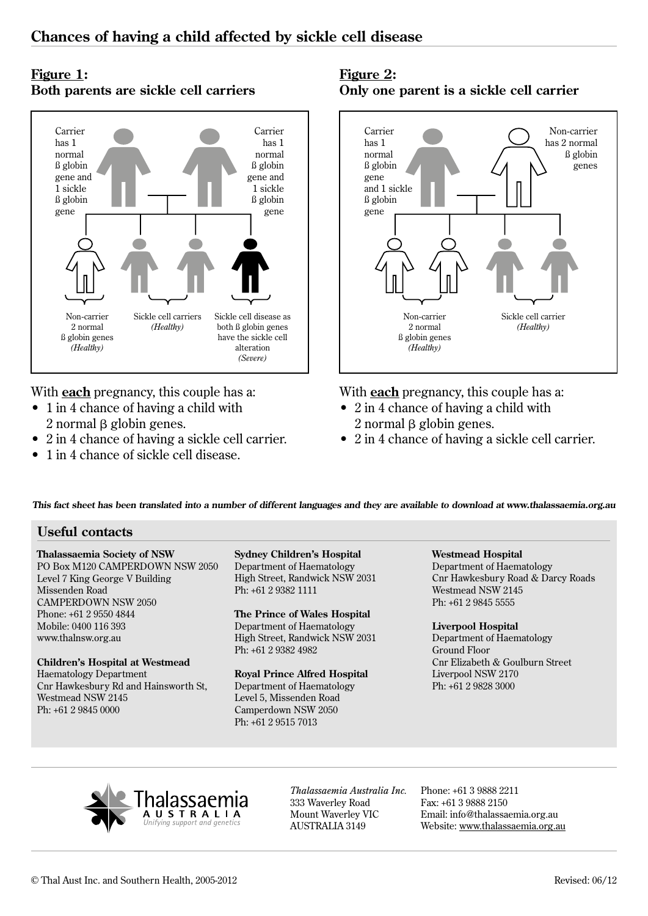## Chances of having a child affected by sickle cell disease

### Figure 1: Both parents are sickle cell carriers

Carrier has 1 normal ß globin gene and 1 sickle ß globin gene

Carrier has 1 normal ß globin gene and 1 sickle ß globin gene

Non-carrier 2 normal ß globin genes *(Healthy)*

Sickle cell carriers *(Healthy)*

Sickle cell disease as both ß globin genes have the sickle cell alteration *(Severe)*

With **each** pregnancy, this couple has a:

- 1 in 4 chance of having a child with 2 normal β globin genes.
- 2 in 4 chance of having a sickle cell carrier.
- 1 in 4 chance of sickle cell disease.

### Figure 2: Only one parent is a sickle cell carrier

Carrier has 1 normal ß globin gene and 1 sickle ß globin gene

Non-carrier has 2 normal ß globin genes

Non-carrier 2 normal ß globin genes *(Healthy)*

Sickle cell carrier *(Healthy)*

With **each** pregnancy, this couple has a:

- 2 in 4 chance of having a child with 2 normal β globin genes.
- 2 in 4 chance of having a sickle cell carrier.

***This fact sheet has been translated into a number of different languages and they are available to download at www.thalassaemia.org.au***

## Useful contacts

**Thalassaemia Society of NSW**
PO Box M120 CAMPERDOWN NSW 2050
Level 7 King George V Building
Missenden Road
CAMPERDOWN NSW 2050
Phone: +61 2 9550 4844
Mobile: 0400 116 393
www.thalnsw.org.au

**Children's Hospital at Westmead**
Haematology Department
Cnr Hawkesbury Rd and Hainsworth St,
Westmead NSW 2145
Ph: +61 2 9845 0000

**Sydney Children's Hospital**
Department of Haematology
High Street, Randwick NSW 2031
Ph: +61 2 9382 1111

**The Prince of Wales Hospital**
Department of Haematology
High Street, Randwick NSW 2031
Ph: +61 2 9382 4982

**Royal Prince Alfred Hospital**
Department of Haematology
Level 5, Missenden Road
Camperdown NSW 2050
Ph: +61 2 9515 7013

**Westmead Hospital**
Department of Haematology
Cnr Hawkesbury Road & Darcy Roads
Westmead NSW 2145
Ph: +61 2 9845 5555

**Liverpool Hospital**
Department of Haematology
Ground Floor
Cnr Elizabeth & Goulburn Street
Liverpool NSW 2170
Ph: +61 2 9828 3000

Thalassaemia AUSTRALIA
*Unifying support and genetics*

*Thalassaemia Australia Inc.*
333 Waverley Road
Mount Waverley VIC
AUSTRALIA 3149

Phone: +61 3 9888 2211
Fax: +61 3 9888 2150
Email: info@thalassaemia.org.au
Website: www.thalassaemia.org.au

© Thal Aust Inc. and Southern Health, 2005-2012

Revised: 06/12